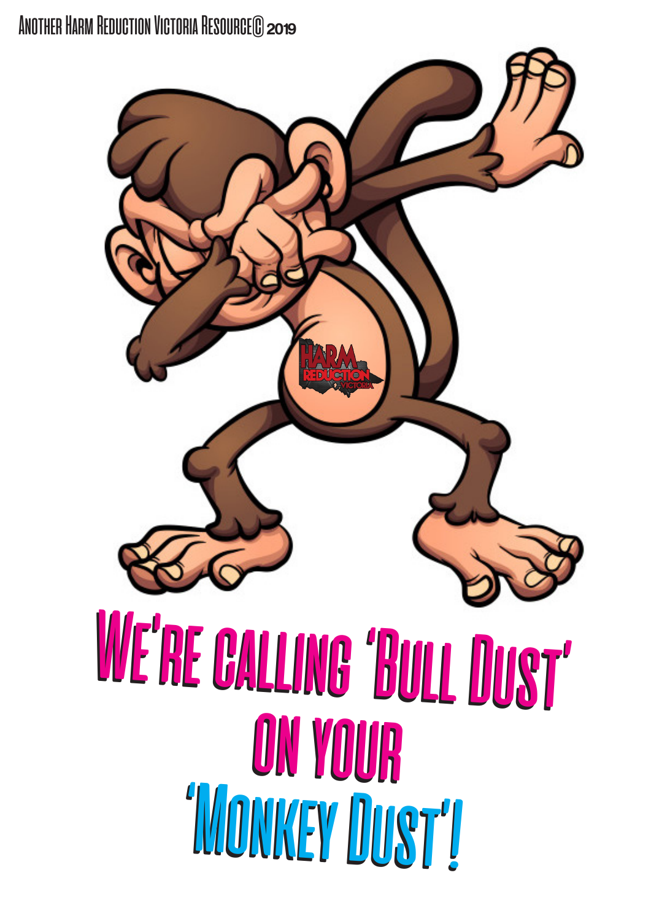Another Harm Reduction Victoria Resource© 2019

# We're calling 'Bull Dust' on your 'Monkey Dust'!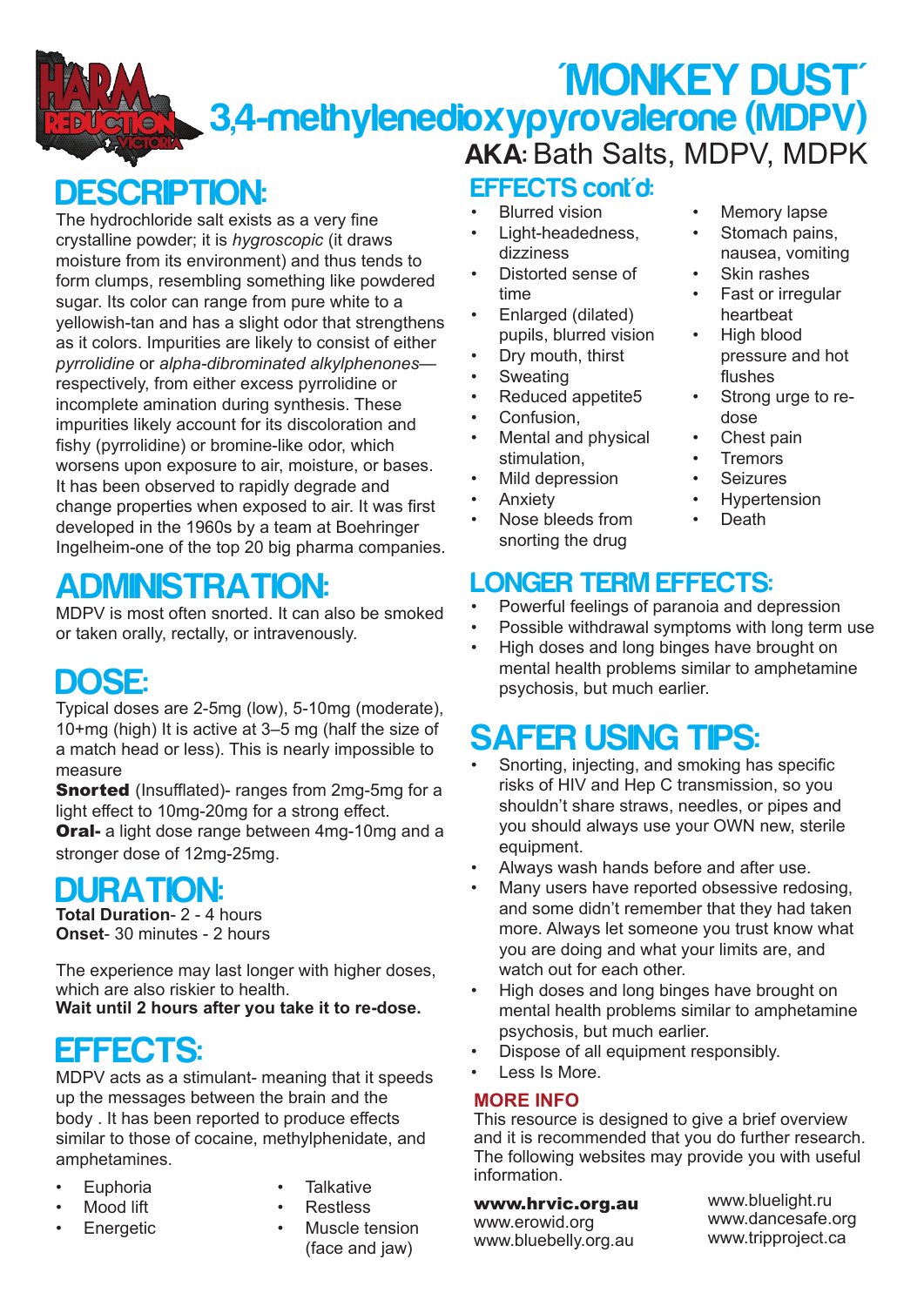# 'MONKEY DUST'

## 3,4-methylenedioxypyrovalerone (MDPV)

**AKA:** Bath Salts, MDPV, MDPK

## DESCRIPTION:

The hydrochloride salt exists as a very fine crystalline powder; it is *hygroscopic* (it draws moisture from its environment) and thus tends to form clumps, resembling something like powdered sugar. Its color can range from pure white to a yellowish-tan and has a slight odor that strengthens as it colors. Impurities are likely to consist of either *pyrrolidine* or *alpha-dibrominated alkylphenones*—respectively, from either excess pyrrolidine or incomplete amination during synthesis. These impurities likely account for its discoloration and fishy (pyrrolidine) or bromine-like odor, which worsens upon exposure to air, moisture, or bases. It has been observed to rapidly degrade and change properties when exposed to air. It was first developed in the 1960s by a team at Boehringer Ingelheim-one of the top 20 big pharma companies.

## ADMINISTRATION:

MDPV is most often snorted. It can also be smoked or taken orally, rectally, or intravenously.

## DOSE:

Typical doses are 2-5mg (low), 5-10mg (moderate), 10+mg (high) It is active at 3–5 mg (half the size of a match head or less). This is nearly impossible to measure

**Snorted** (Insufflated)- ranges from 2mg-5mg for a light effect to 10mg-20mg for a strong effect.

**Oral-** a light dose range between 4mg-10mg and a stronger dose of 12mg-25mg.

## DURATION:

**Total Duration**- 2 - 4 hours

**Onset**- 30 minutes - 2 hours

The experience may last longer with higher doses, which are also riskier to health.

**Wait until 2 hours after you take it to re-dose.**

## EFFECTS:

MDPV acts as a stimulant- meaning that it speeds up the messages between the brain and the body . It has been reported to produce effects similar to those of cocaine, methylphenidate, and amphetamines.

- Euphoria
- Mood lift
- Energetic
- Talkative
- Restless
- Muscle tension (face and jaw)

## EFFECTS cont'd:

- Blurred vision
- Light-headedness, dizziness
- Distorted sense of time
- Enlarged (dilated) pupils, blurred vision
- Dry mouth, thirst
- Sweating
- Reduced appetite5
- Confusion,
- Mental and physical stimulation,
- Mild depression
- Anxiety
- Nose bleeds from snorting the drug
- Memory lapse
- Stomach pains, nausea, vomiting
- Skin rashes
- Fast or irregular heartbeat
- High blood pressure and hot flushes
- Strong urge to re-dose
- Chest pain
- Tremors
- Seizures
- Hypertension
- Death

## LONGER TERM EFFECTS:

- Powerful feelings of paranoia and depression
- Possible withdrawal symptoms with long term use
- High doses and long binges have brought on mental health problems similar to amphetamine psychosis, but much earlier.

## SAFER USING TIPS:

- Snorting, injecting, and smoking has specific risks of HIV and Hep C transmission, so you shouldn't share straws, needles, or pipes and you should always use your OWN new, sterile equipment.
- Always wash hands before and after use.
- Many users have reported obsessive redosing, and some didn't remember that they had taken more. Always let someone you trust know what you are doing and what your limits are, and watch out for each other.
- High doses and long binges have brought on mental health problems similar to amphetamine psychosis, but much earlier.
- Dispose of all equipment responsibly.
- Less Is More.

### MORE INFO

This resource is designed to give a brief overview and it is recommended that you do further research. The following websites may provide you with useful information.

**www.hrvic.org.au**
www.erowid.org
www.bluebelly.org.au
www.bluelight.ru
www.dancesafe.org
www.tripproject.ca